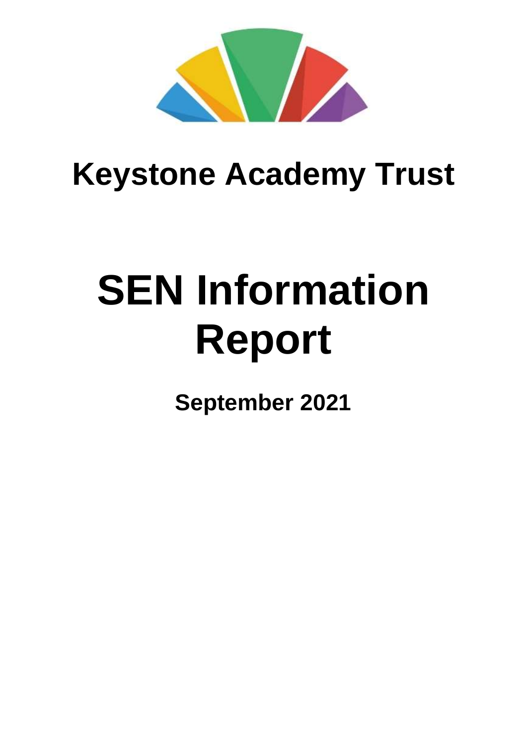# Keystone Academy Trust

# SEN Information Report

**September 2021**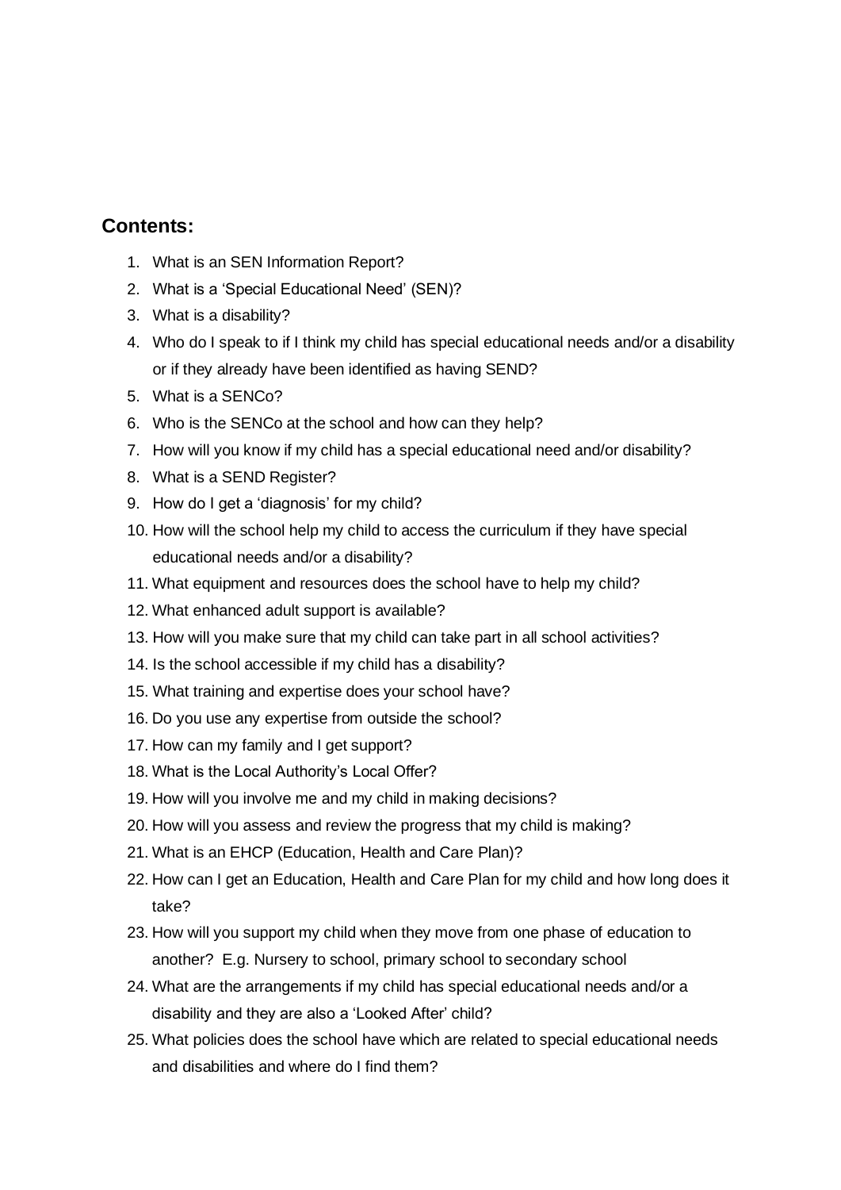## Contents:

1. What is an SEN Information Report?
2. What is a 'Special Educational Need' (SEN)?
3. What is a disability?
4. Who do I speak to if I think my child has special educational needs and/or a disability or if they already have been identified as having SEND?
5. What is a SENCo?
6. Who is the SENCo at the school and how can they help?
7. How will you know if my child has a special educational need and/or disability?
8. What is a SEND Register?
9. How do I get a 'diagnosis' for my child?
10. How will the school help my child to access the curriculum if they have special educational needs and/or a disability?
11. What equipment and resources does the school have to help my child?
12. What enhanced adult support is available?
13. How will you make sure that my child can take part in all school activities?
14. Is the school accessible if my child has a disability?
15. What training and expertise does your school have?
16. Do you use any expertise from outside the school?
17. How can my family and I get support?
18. What is the Local Authority's Local Offer?
19. How will you involve me and my child in making decisions?
20. How will you assess and review the progress that my child is making?
21. What is an EHCP (Education, Health and Care Plan)?
22. How can I get an Education, Health and Care Plan for my child and how long does it take?
23. How will you support my child when they move from one phase of education to another? E.g. Nursery to school, primary school to secondary school
24. What are the arrangements if my child has special educational needs and/or a disability and they are also a 'Looked After' child?
25. What policies does the school have which are related to special educational needs and disabilities and where do I find them?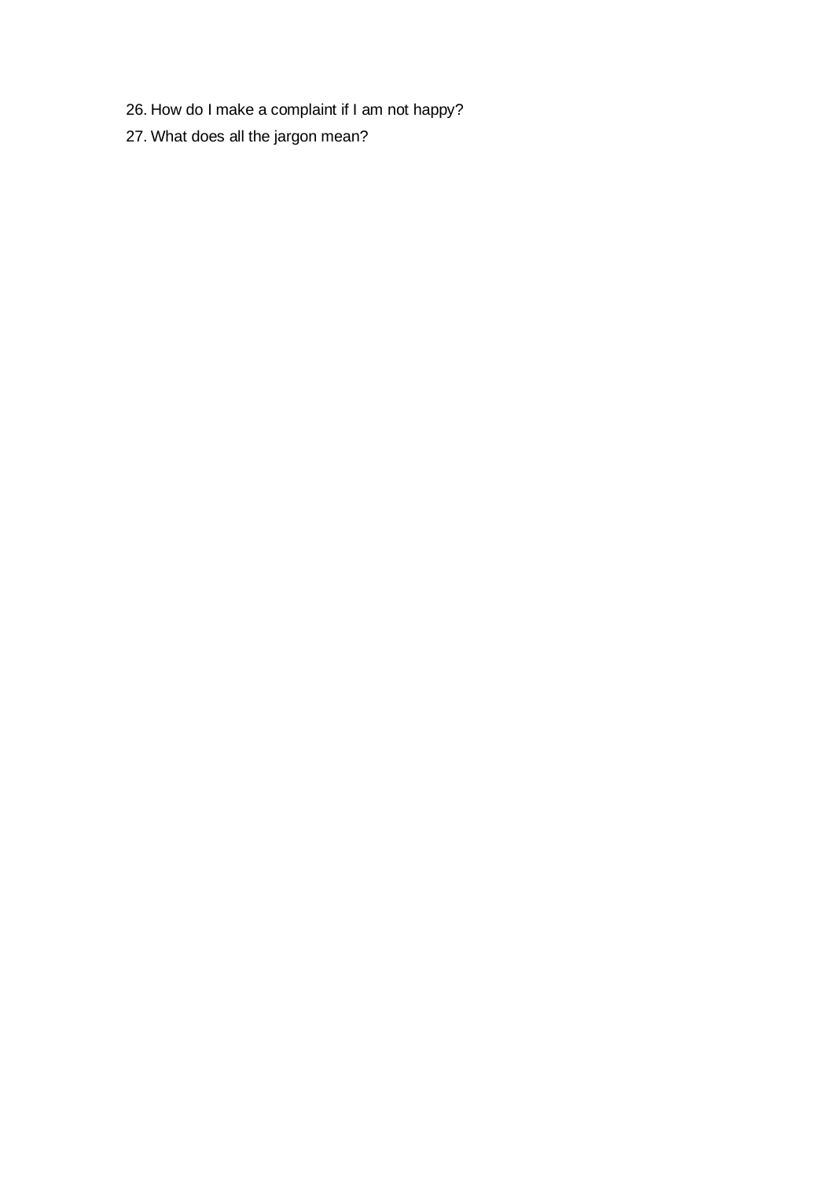26. How do I make a complaint if I am not happy?
27. What does all the jargon mean?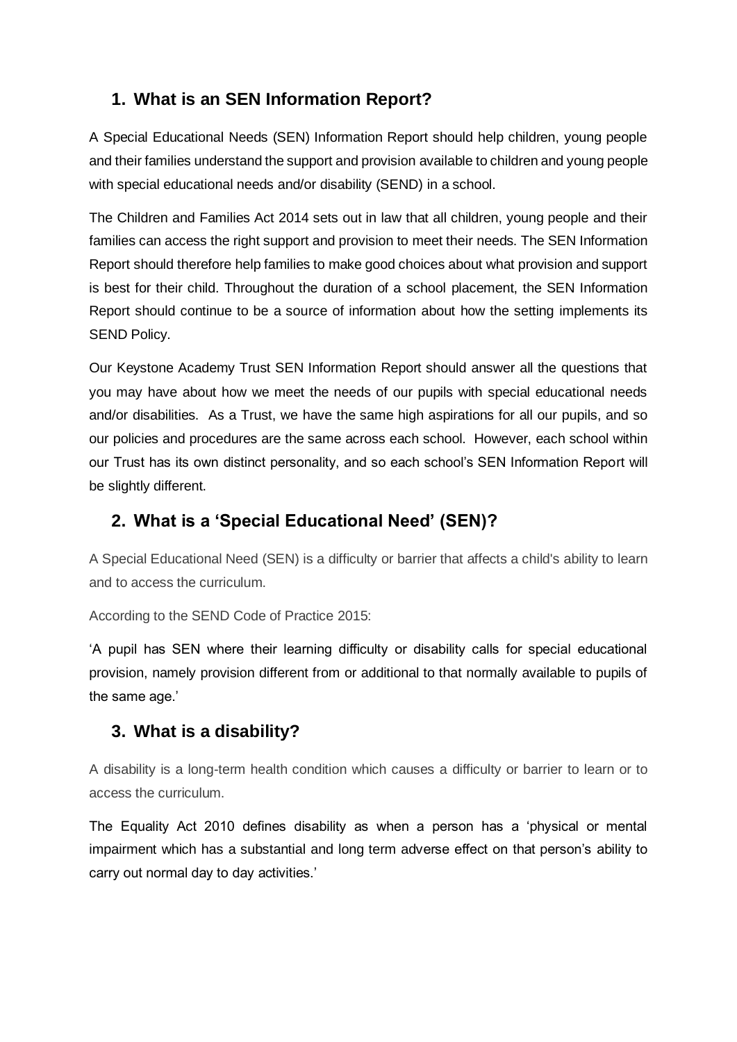## 1. What is an SEN Information Report?

A Special Educational Needs (SEN) Information Report should help children, young people and their families understand the support and provision available to children and young people with special educational needs and/or disability (SEND) in a school.

The Children and Families Act 2014 sets out in law that all children, young people and their families can access the right support and provision to meet their needs. The SEN Information Report should therefore help families to make good choices about what provision and support is best for their child. Throughout the duration of a school placement, the SEN Information Report should continue to be a source of information about how the setting implements its SEND Policy.

Our Keystone Academy Trust SEN Information Report should answer all the questions that you may have about how we meet the needs of our pupils with special educational needs and/or disabilities. As a Trust, we have the same high aspirations for all our pupils, and so our policies and procedures are the same across each school. However, each school within our Trust has its own distinct personality, and so each school's SEN Information Report will be slightly different.

## 2. What is a 'Special Educational Need' (SEN)?

A Special Educational Need (SEN) is a difficulty or barrier that affects a child's ability to learn and to access the curriculum.

According to the SEND Code of Practice 2015:

'A pupil has SEN where their learning difficulty or disability calls for special educational provision, namely provision different from or additional to that normally available to pupils of the same age.'

## 3. What is a disability?

A disability is a long-term health condition which causes a difficulty or barrier to learn or to access the curriculum.

The Equality Act 2010 defines disability as when a person has a 'physical or mental impairment which has a substantial and long term adverse effect on that person's ability to carry out normal day to day activities.'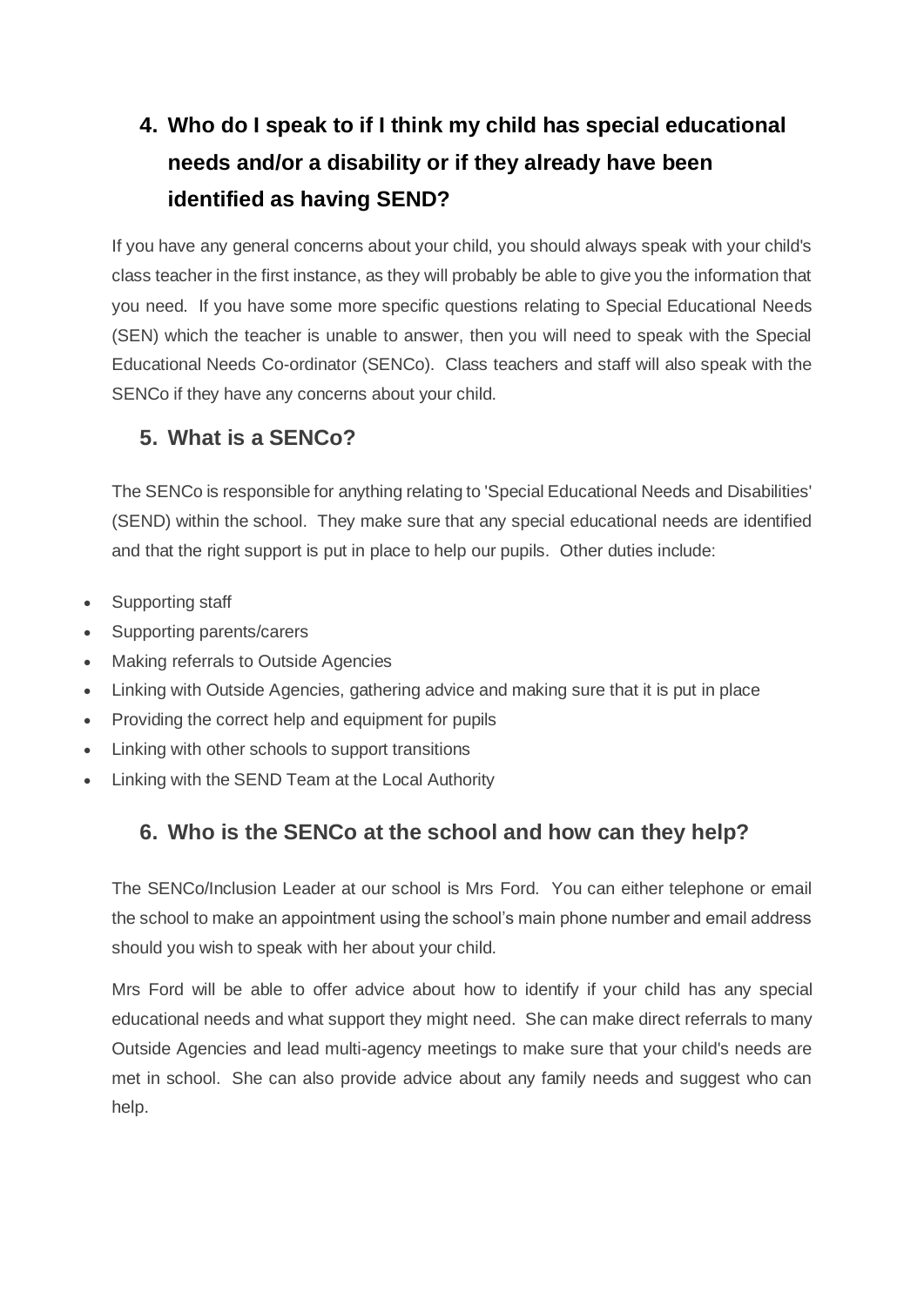## 4. Who do I speak to if I think my child has special educational needs and/or a disability or if they already have been identified as having SEND?

If you have any general concerns about your child, you should always speak with your child's class teacher in the first instance, as they will probably be able to give you the information that you need. If you have some more specific questions relating to Special Educational Needs (SEN) which the teacher is unable to answer, then you will need to speak with the Special Educational Needs Co-ordinator (SENCo). Class teachers and staff will also speak with the SENCo if they have any concerns about your child.

## 5. What is a SENCo?

The SENCo is responsible for anything relating to 'Special Educational Needs and Disabilities' (SEND) within the school. They make sure that any special educational needs are identified and that the right support is put in place to help our pupils. Other duties include:

- Supporting staff
- Supporting parents/carers
- Making referrals to Outside Agencies
- Linking with Outside Agencies, gathering advice and making sure that it is put in place
- Providing the correct help and equipment for pupils
- Linking with other schools to support transitions
- Linking with the SEND Team at the Local Authority

## 6. Who is the SENCo at the school and how can they help?

The SENCo/Inclusion Leader at our school is Mrs Ford. You can either telephone or email the school to make an appointment using the school's main phone number and email address should you wish to speak with her about your child.

Mrs Ford will be able to offer advice about how to identify if your child has any special educational needs and what support they might need. She can make direct referrals to many Outside Agencies and lead multi-agency meetings to make sure that your child's needs are met in school. She can also provide advice about any family needs and suggest who can help.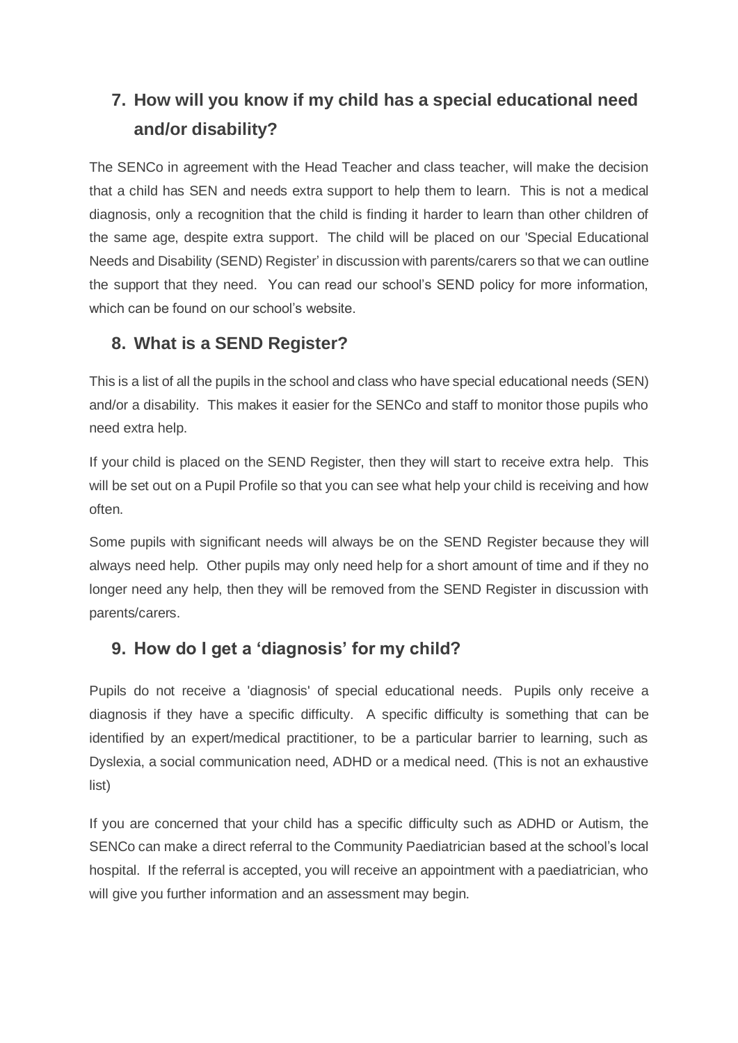## 7. How will you know if my child has a special educational need and/or disability?

The SENCo in agreement with the Head Teacher and class teacher, will make the decision that a child has SEN and needs extra support to help them to learn. This is not a medical diagnosis, only a recognition that the child is finding it harder to learn than other children of the same age, despite extra support. The child will be placed on our 'Special Educational Needs and Disability (SEND) Register' in discussion with parents/carers so that we can outline the support that they need. You can read our school's SEND policy for more information, which can be found on our school's website.

## 8. What is a SEND Register?

This is a list of all the pupils in the school and class who have special educational needs (SEN) and/or a disability. This makes it easier for the SENCo and staff to monitor those pupils who need extra help.

If your child is placed on the SEND Register, then they will start to receive extra help. This will be set out on a Pupil Profile so that you can see what help your child is receiving and how often.

Some pupils with significant needs will always be on the SEND Register because they will always need help. Other pupils may only need help for a short amount of time and if they no longer need any help, then they will be removed from the SEND Register in discussion with parents/carers.

## 9. How do I get a 'diagnosis' for my child?

Pupils do not receive a 'diagnosis' of special educational needs. Pupils only receive a diagnosis if they have a specific difficulty. A specific difficulty is something that can be identified by an expert/medical practitioner, to be a particular barrier to learning, such as Dyslexia, a social communication need, ADHD or a medical need. (This is not an exhaustive list)

If you are concerned that your child has a specific difficulty such as ADHD or Autism, the SENCo can make a direct referral to the Community Paediatrician based at the school's local hospital. If the referral is accepted, you will receive an appointment with a paediatrician, who will give you further information and an assessment may begin.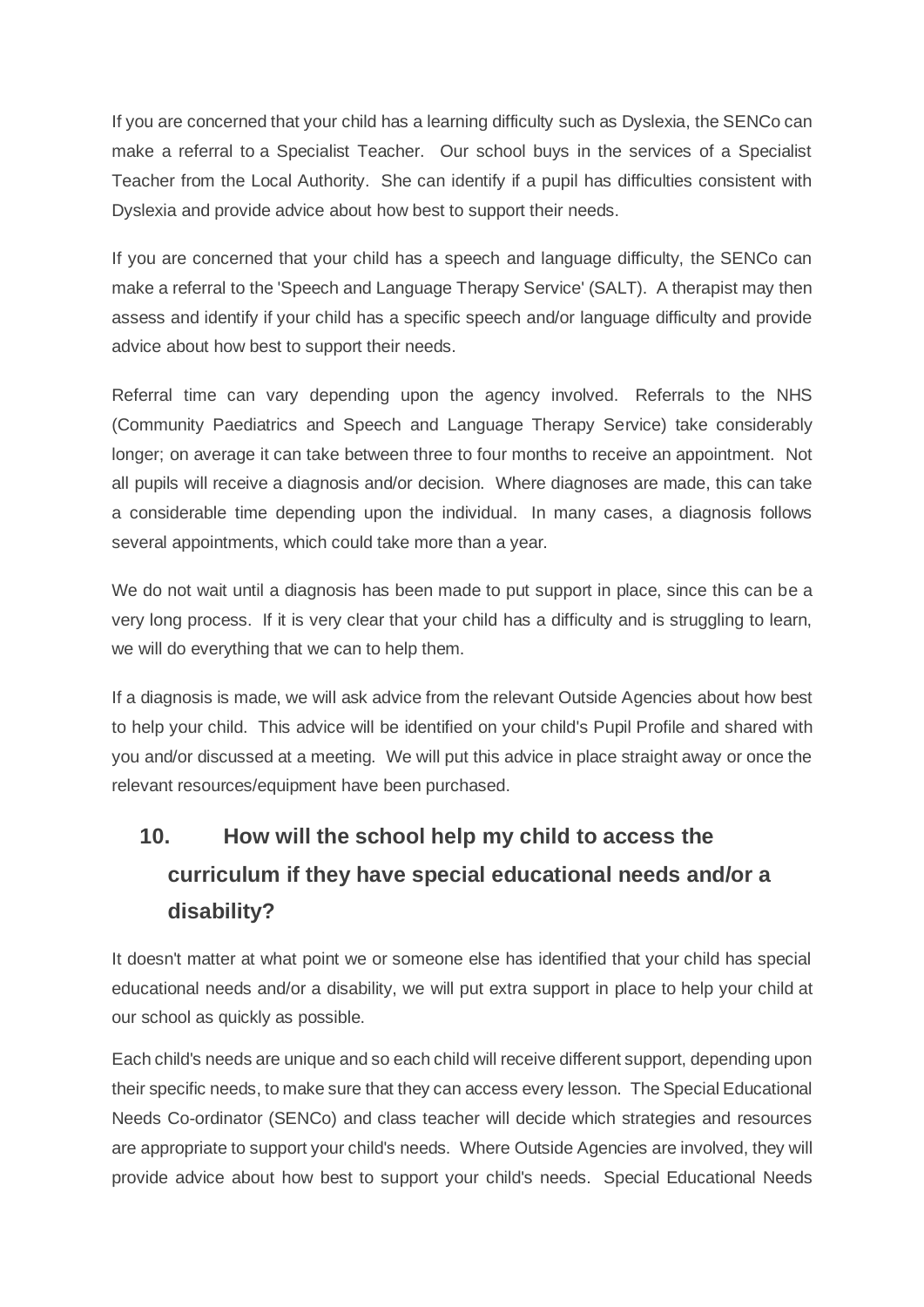If you are concerned that your child has a learning difficulty such as Dyslexia, the SENCo can make a referral to a Specialist Teacher. Our school buys in the services of a Specialist Teacher from the Local Authority. She can identify if a pupil has difficulties consistent with Dyslexia and provide advice about how best to support their needs.

If you are concerned that your child has a speech and language difficulty, the SENCo can make a referral to the 'Speech and Language Therapy Service' (SALT). A therapist may then assess and identify if your child has a specific speech and/or language difficulty and provide advice about how best to support their needs.

Referral time can vary depending upon the agency involved. Referrals to the NHS (Community Paediatrics and Speech and Language Therapy Service) take considerably longer; on average it can take between three to four months to receive an appointment. Not all pupils will receive a diagnosis and/or decision. Where diagnoses are made, this can take a considerable time depending upon the individual. In many cases, a diagnosis follows several appointments, which could take more than a year.

We do not wait until a diagnosis has been made to put support in place, since this can be a very long process. If it is very clear that your child has a difficulty and is struggling to learn, we will do everything that we can to help them.

If a diagnosis is made, we will ask advice from the relevant Outside Agencies about how best to help your child. This advice will be identified on your child's Pupil Profile and shared with you and/or discussed at a meeting. We will put this advice in place straight away or once the relevant resources/equipment have been purchased.

## 10. How will the school help my child to access the curriculum if they have special educational needs and/or a disability?

It doesn't matter at what point we or someone else has identified that your child has special educational needs and/or a disability, we will put extra support in place to help your child at our school as quickly as possible.

Each child's needs are unique and so each child will receive different support, depending upon their specific needs, to make sure that they can access every lesson. The Special Educational Needs Co-ordinator (SENCo) and class teacher will decide which strategies and resources are appropriate to support your child's needs. Where Outside Agencies are involved, they will provide advice about how best to support your child's needs. Special Educational Needs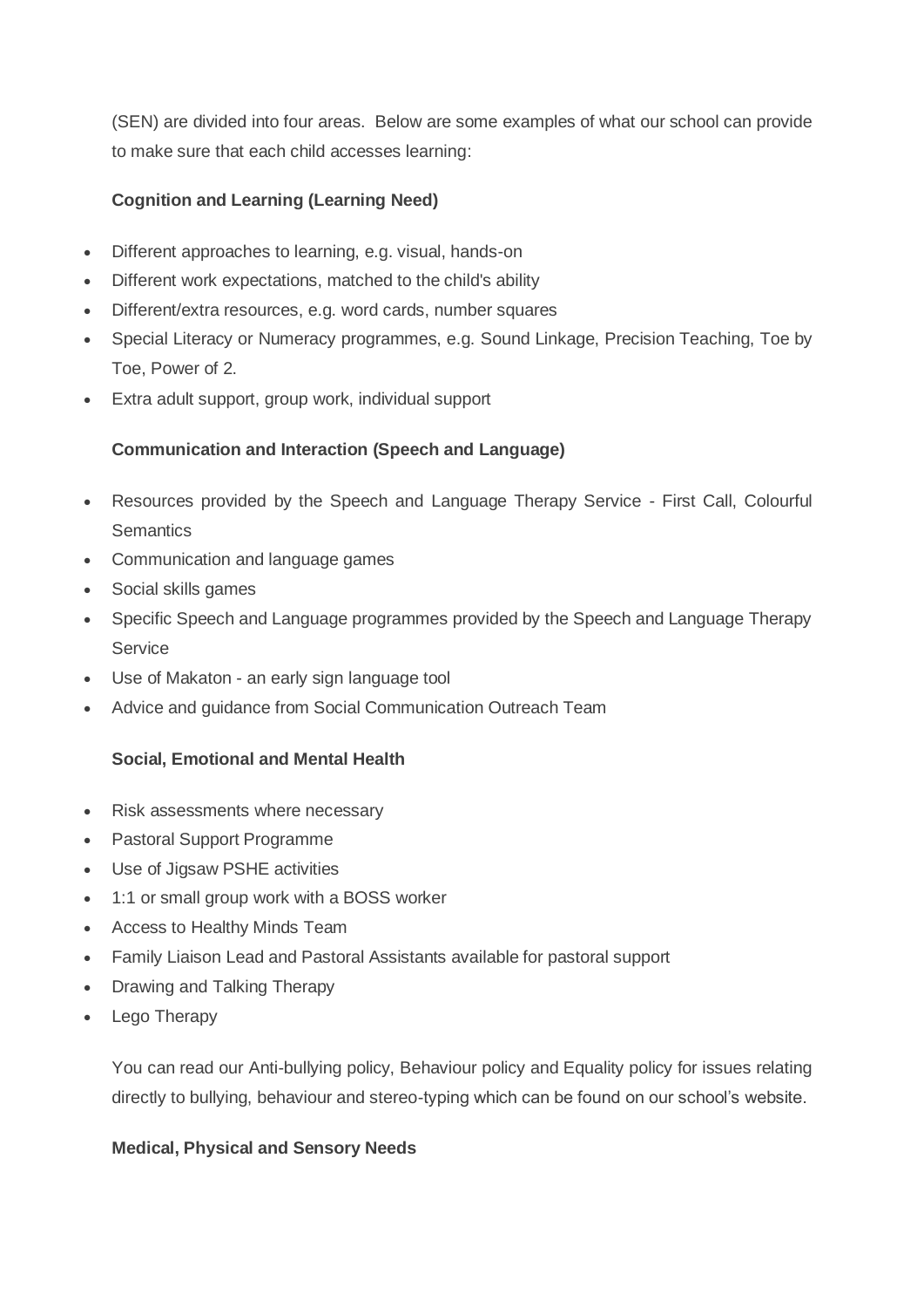(SEN) are divided into four areas. Below are some examples of what our school can provide to make sure that each child accesses learning:

**Cognition and Learning (Learning Need)**

- Different approaches to learning, e.g. visual, hands-on
- Different work expectations, matched to the child's ability
- Different/extra resources, e.g. word cards, number squares
- Special Literacy or Numeracy programmes, e.g. Sound Linkage, Precision Teaching, Toe by Toe, Power of 2.
- Extra adult support, group work, individual support

**Communication and Interaction (Speech and Language)**

- Resources provided by the Speech and Language Therapy Service - First Call, Colourful Semantics
- Communication and language games
- Social skills games
- Specific Speech and Language programmes provided by the Speech and Language Therapy Service
- Use of Makaton - an early sign language tool
- Advice and guidance from Social Communication Outreach Team

**Social, Emotional and Mental Health**

- Risk assessments where necessary
- Pastoral Support Programme
- Use of Jigsaw PSHE activities
- 1:1 or small group work with a BOSS worker
- Access to Healthy Minds Team
- Family Liaison Lead and Pastoral Assistants available for pastoral support
- Drawing and Talking Therapy
- Lego Therapy

You can read our Anti-bullying policy, Behaviour policy and Equality policy for issues relating directly to bullying, behaviour and stereo-typing which can be found on our school's website.

**Medical, Physical and Sensory Needs**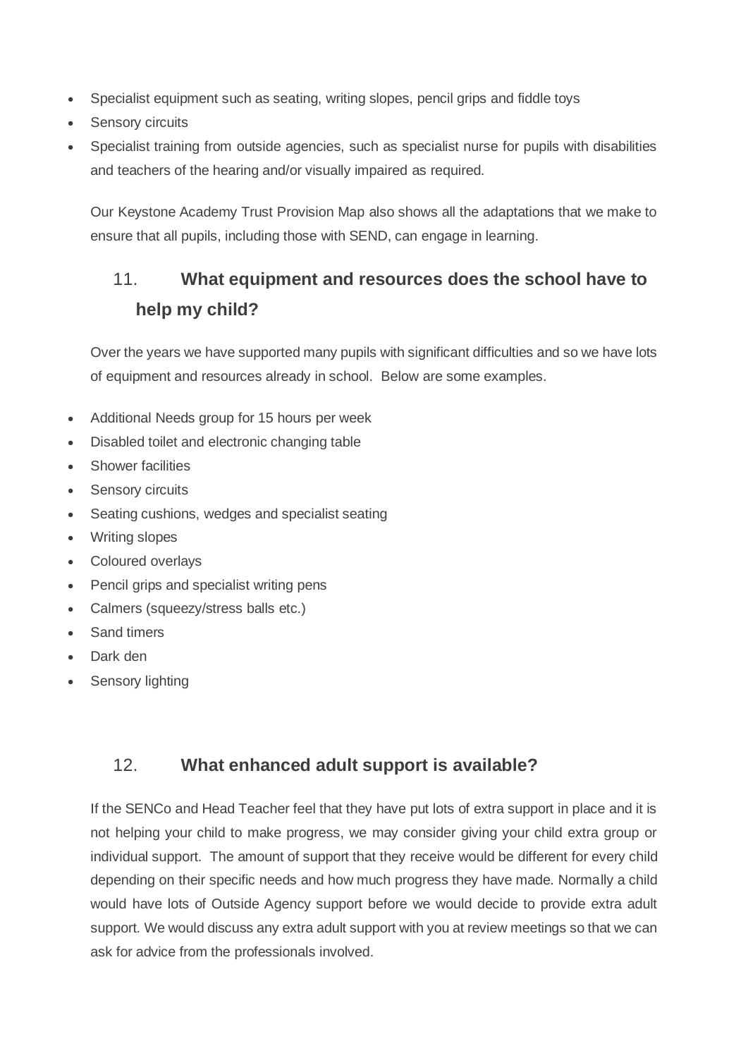- Specialist equipment such as seating, writing slopes, pencil grips and fiddle toys
- Sensory circuits
- Specialist training from outside agencies, such as specialist nurse for pupils with disabilities and teachers of the hearing and/or visually impaired as required.

Our Keystone Academy Trust Provision Map also shows all the adaptations that we make to ensure that all pupils, including those with SEND, can engage in learning.

## 11. What equipment and resources does the school have to help my child?

Over the years we have supported many pupils with significant difficulties and so we have lots of equipment and resources already in school. Below are some examples.

- Additional Needs group for 15 hours per week
- Disabled toilet and electronic changing table
- Shower facilities
- Sensory circuits
- Seating cushions, wedges and specialist seating
- Writing slopes
- Coloured overlays
- Pencil grips and specialist writing pens
- Calmers (squeezy/stress balls etc.)
- Sand timers
- Dark den
- Sensory lighting

## 12. What enhanced adult support is available?

If the SENCo and Head Teacher feel that they have put lots of extra support in place and it is not helping your child to make progress, we may consider giving your child extra group or individual support. The amount of support that they receive would be different for every child depending on their specific needs and how much progress they have made. Normally a child would have lots of Outside Agency support before we would decide to provide extra adult support. We would discuss any extra adult support with you at review meetings so that we can ask for advice from the professionals involved.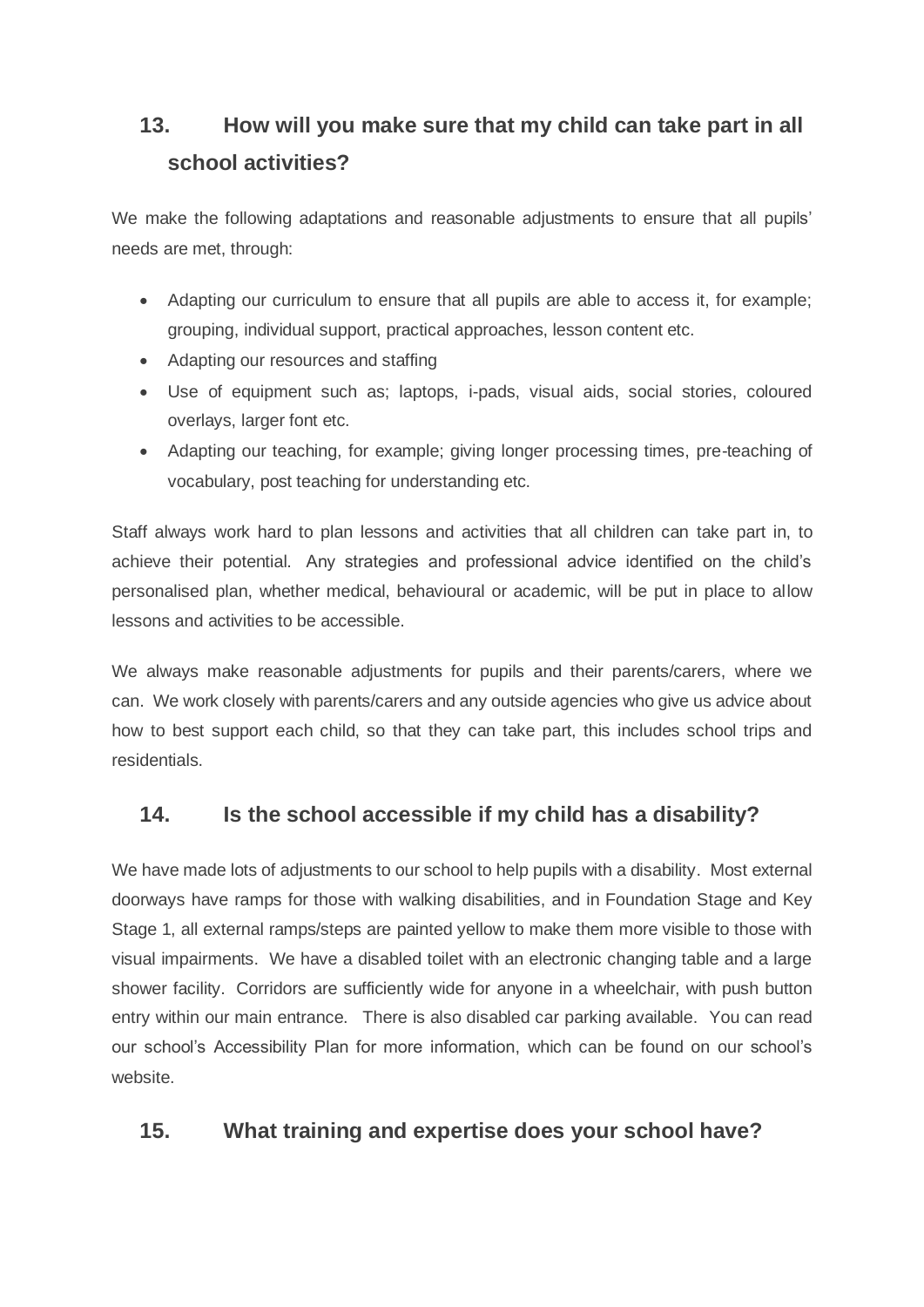## 13. How will you make sure that my child can take part in all school activities?

We make the following adaptations and reasonable adjustments to ensure that all pupils' needs are met, through:

- Adapting our curriculum to ensure that all pupils are able to access it, for example; grouping, individual support, practical approaches, lesson content etc.
- Adapting our resources and staffing
- Use of equipment such as; laptops, i-pads, visual aids, social stories, coloured overlays, larger font etc.
- Adapting our teaching, for example; giving longer processing times, pre-teaching of vocabulary, post teaching for understanding etc.

Staff always work hard to plan lessons and activities that all children can take part in, to achieve their potential. Any strategies and professional advice identified on the child's personalised plan, whether medical, behavioural or academic, will be put in place to allow lessons and activities to be accessible.

We always make reasonable adjustments for pupils and their parents/carers, where we can. We work closely with parents/carers and any outside agencies who give us advice about how to best support each child, so that they can take part, this includes school trips and residentials.

## 14. Is the school accessible if my child has a disability?

We have made lots of adjustments to our school to help pupils with a disability. Most external doorways have ramps for those with walking disabilities, and in Foundation Stage and Key Stage 1, all external ramps/steps are painted yellow to make them more visible to those with visual impairments. We have a disabled toilet with an electronic changing table and a large shower facility. Corridors are sufficiently wide for anyone in a wheelchair, with push button entry within our main entrance. There is also disabled car parking available. You can read our school's Accessibility Plan for more information, which can be found on our school's website.

## 15. What training and expertise does your school have?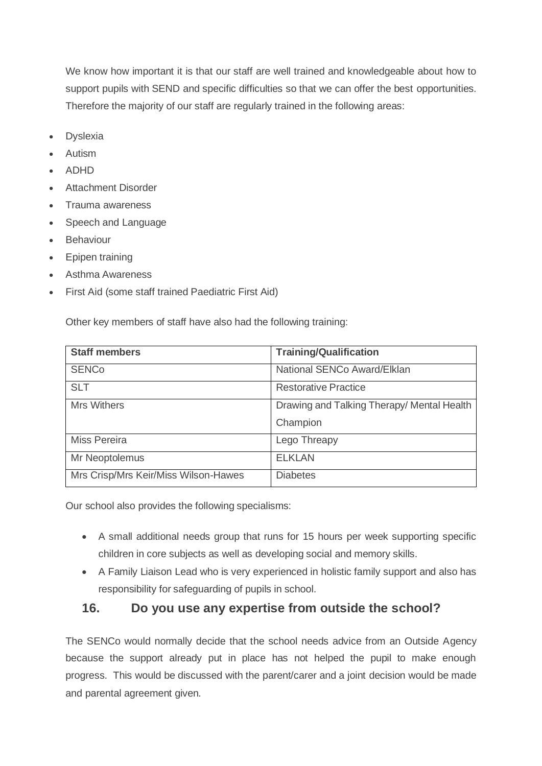We know how important it is that our staff are well trained and knowledgeable about how to support pupils with SEND and specific difficulties so that we can offer the best opportunities. Therefore the majority of our staff are regularly trained in the following areas:

- Dyslexia
- Autism
- ADHD
- Attachment Disorder
- Trauma awareness
- Speech and Language
- Behaviour
- Epipen training
- Asthma Awareness
- First Aid (some staff trained Paediatric First Aid)

Other key members of staff have also had the following training:

| Staff members | Training/Qualification |
|---|---|
| SENCo | National SENCo Award/Elklan |
| SLT | Restorative Practice |
| Mrs Withers | Drawing and Talking Therapy/ Mental Health Champion |
| Miss Pereira | Lego Threapy |
| Mr Neoptolemus | ELKLAN |
| Mrs Crisp/Mrs Keir/Miss Wilson-Hawes | Diabetes |

Our school also provides the following specialisms:

- A small additional needs group that runs for 15 hours per week supporting specific children in core subjects as well as developing social and memory skills.
- A Family Liaison Lead who is very experienced in holistic family support and also has responsibility for safeguarding of pupils in school.

## 16. Do you use any expertise from outside the school?

The SENCo would normally decide that the school needs advice from an Outside Agency because the support already put in place has not helped the pupil to make enough progress. This would be discussed with the parent/carer and a joint decision would be made and parental agreement given.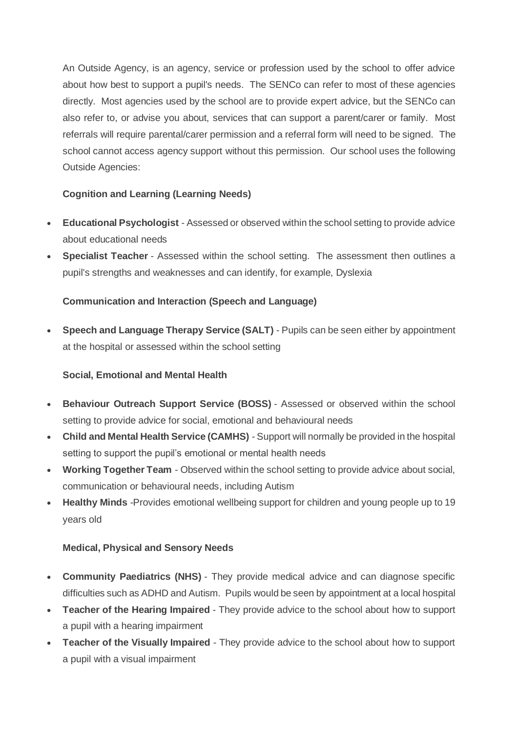An Outside Agency, is an agency, service or profession used by the school to offer advice about how best to support a pupil's needs. The SENCo can refer to most of these agencies directly. Most agencies used by the school are to provide expert advice, but the SENCo can also refer to, or advise you about, services that can support a parent/carer or family. Most referrals will require parental/carer permission and a referral form will need to be signed. The school cannot access agency support without this permission. Our school uses the following Outside Agencies:

**Cognition and Learning (Learning Needs)**

- **Educational Psychologist** - Assessed or observed within the school setting to provide advice about educational needs
- **Specialist Teacher** - Assessed within the school setting. The assessment then outlines a pupil's strengths and weaknesses and can identify, for example, Dyslexia

**Communication and Interaction (Speech and Language)**

- **Speech and Language Therapy Service (SALT)** - Pupils can be seen either by appointment at the hospital or assessed within the school setting

**Social, Emotional and Mental Health**

- **Behaviour Outreach Support Service (BOSS)** - Assessed or observed within the school setting to provide advice for social, emotional and behavioural needs
- **Child and Mental Health Service (CAMHS)** - Support will normally be provided in the hospital setting to support the pupil's emotional or mental health needs
- **Working Together Team** - Observed within the school setting to provide advice about social, communication or behavioural needs, including Autism
- **Healthy Minds** -Provides emotional wellbeing support for children and young people up to 19 years old

**Medical, Physical and Sensory Needs**

- **Community Paediatrics (NHS)** - They provide medical advice and can diagnose specific difficulties such as ADHD and Autism. Pupils would be seen by appointment at a local hospital
- **Teacher of the Hearing Impaired** - They provide advice to the school about how to support a pupil with a hearing impairment
- **Teacher of the Visually Impaired** - They provide advice to the school about how to support a pupil with a visual impairment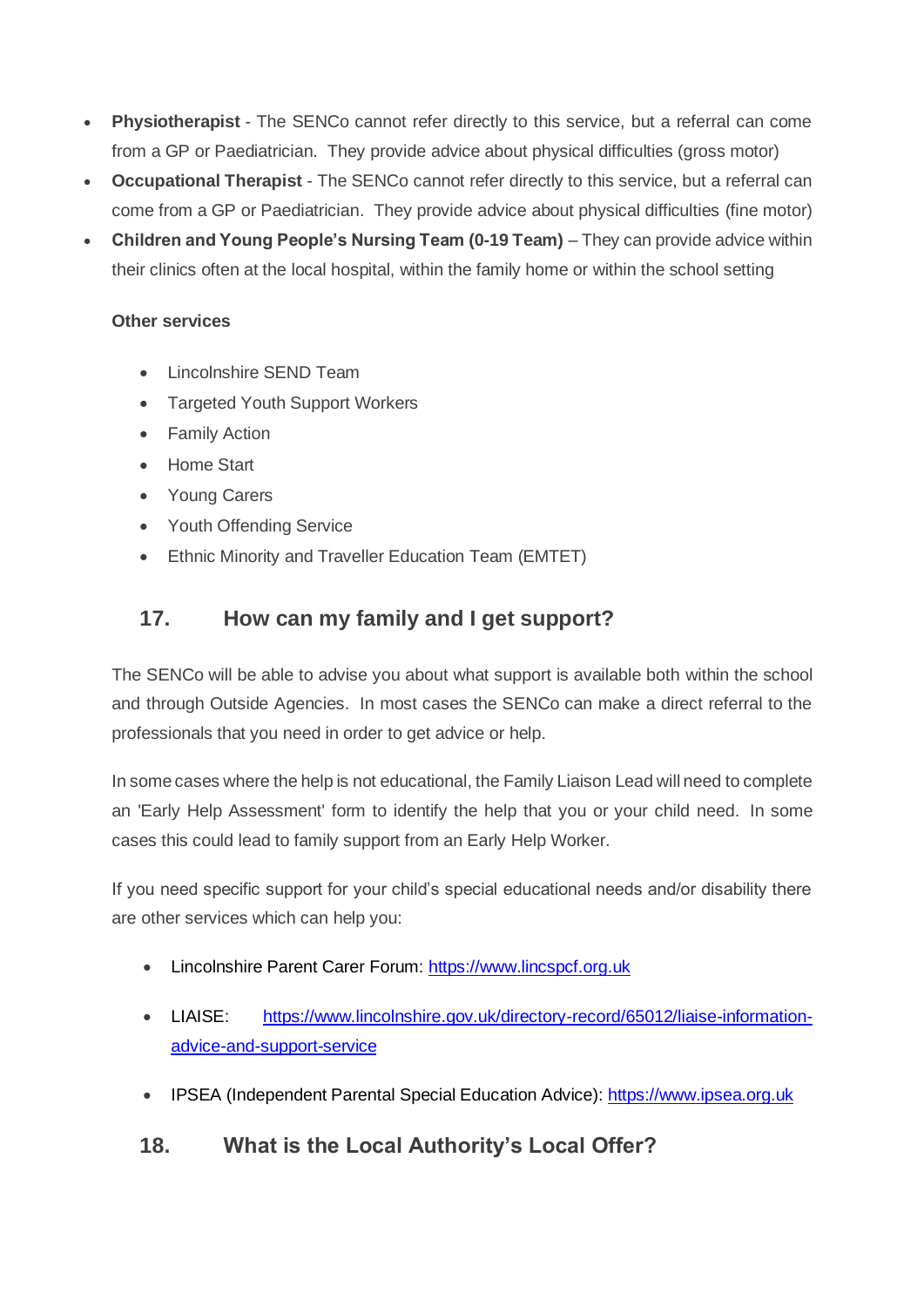- **Physiotherapist** - The SENCo cannot refer directly to this service, but a referral can come from a GP or Paediatrician. They provide advice about physical difficulties (gross motor)
- **Occupational Therapist** - The SENCo cannot refer directly to this service, but a referral can come from a GP or Paediatrician. They provide advice about physical difficulties (fine motor)
- **Children and Young People's Nursing Team (0-19 Team)** – They can provide advice within their clinics often at the local hospital, within the family home or within the school setting

**Other services**

- Lincolnshire SEND Team
- Targeted Youth Support Workers
- Family Action
- Home Start
- Young Carers
- Youth Offending Service
- Ethnic Minority and Traveller Education Team (EMTET)

## 17. How can my family and I get support?

The SENCo will be able to advise you about what support is available both within the school and through Outside Agencies. In most cases the SENCo can make a direct referral to the professionals that you need in order to get advice or help.

In some cases where the help is not educational, the Family Liaison Lead will need to complete an 'Early Help Assessment' form to identify the help that you or your child need. In some cases this could lead to family support from an Early Help Worker.

If you need specific support for your child's special educational needs and/or disability there are other services which can help you:

- Lincolnshire Parent Carer Forum: https://www.lincspcf.org.uk
- LIAISE: https://www.lincolnshire.gov.uk/directory-record/65012/liaise-information-advice-and-support-service
- IPSEA (Independent Parental Special Education Advice): https://www.ipsea.org.uk

## 18. What is the Local Authority's Local Offer?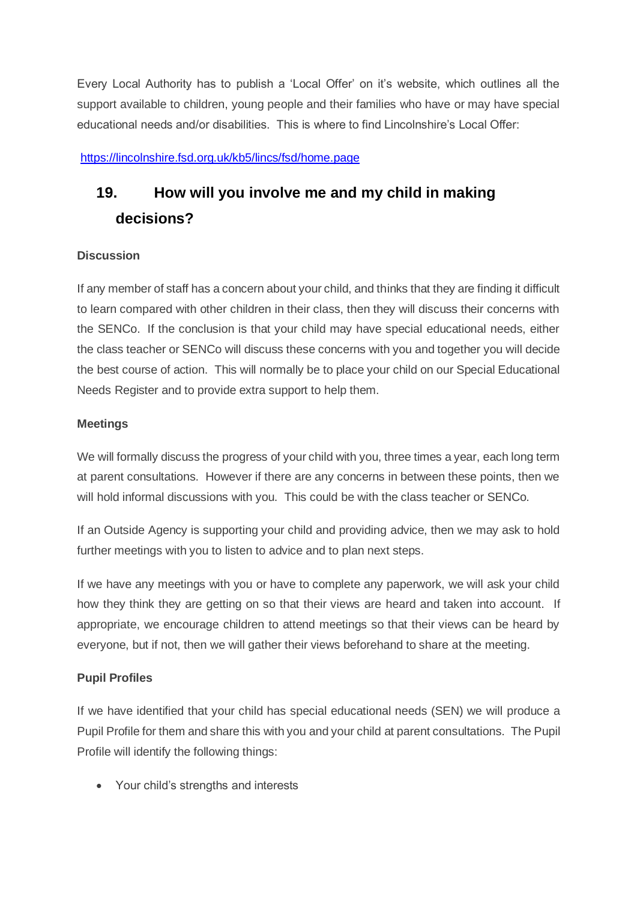Every Local Authority has to publish a 'Local Offer' on it's website, which outlines all the support available to children, young people and their families who have or may have special educational needs and/or disabilities. This is where to find Lincolnshire's Local Offer:

https://lincolnshire.fsd.org.uk/kb5/lincs/fsd/home.page

## 19. How will you involve me and my child in making decisions?

**Discussion**

If any member of staff has a concern about your child, and thinks that they are finding it difficult to learn compared with other children in their class, then they will discuss their concerns with the SENCo. If the conclusion is that your child may have special educational needs, either the class teacher or SENCo will discuss these concerns with you and together you will decide the best course of action. This will normally be to place your child on our Special Educational Needs Register and to provide extra support to help them.

**Meetings**

We will formally discuss the progress of your child with you, three times a year, each long term at parent consultations. However if there are any concerns in between these points, then we will hold informal discussions with you. This could be with the class teacher or SENCo.

If an Outside Agency is supporting your child and providing advice, then we may ask to hold further meetings with you to listen to advice and to plan next steps.

If we have any meetings with you or have to complete any paperwork, we will ask your child how they think they are getting on so that their views are heard and taken into account. If appropriate, we encourage children to attend meetings so that their views can be heard by everyone, but if not, then we will gather their views beforehand to share at the meeting.

**Pupil Profiles**

If we have identified that your child has special educational needs (SEN) we will produce a Pupil Profile for them and share this with you and your child at parent consultations. The Pupil Profile will identify the following things:

- Your child's strengths and interests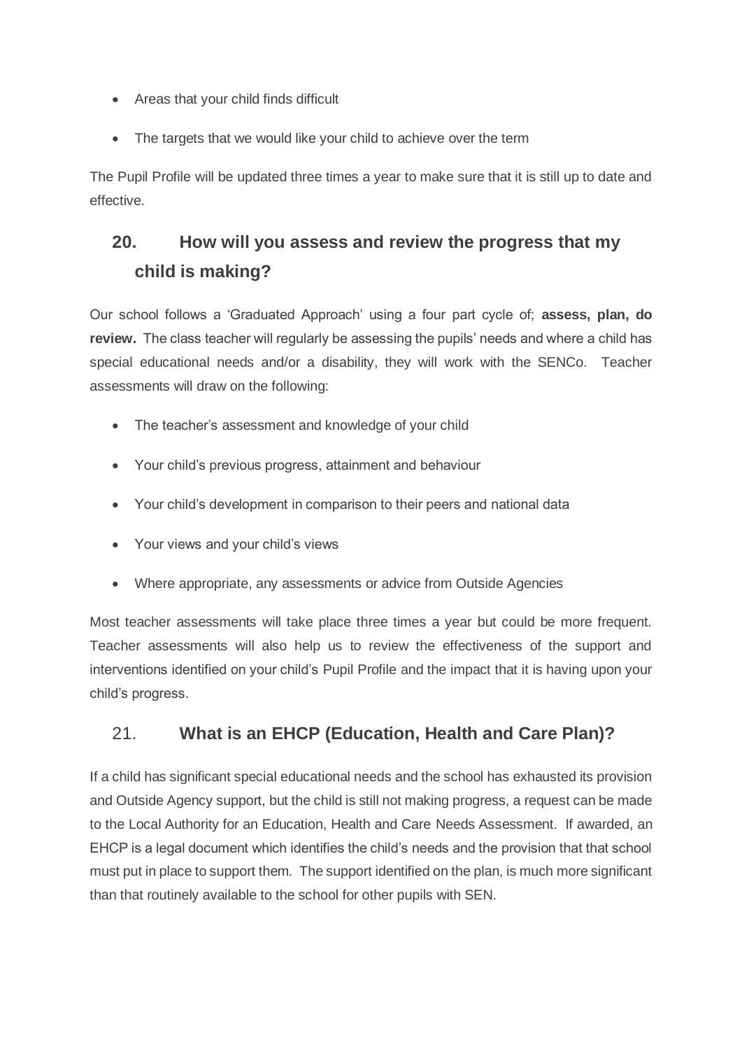- Areas that your child finds difficult
- The targets that we would like your child to achieve over the term

The Pupil Profile will be updated three times a year to make sure that it is still up to date and effective.

## 20. How will you assess and review the progress that my child is making?

Our school follows a 'Graduated Approach' using a four part cycle of; **assess, plan, do review.** The class teacher will regularly be assessing the pupils' needs and where a child has special educational needs and/or a disability, they will work with the SENCo. Teacher assessments will draw on the following:

- The teacher's assessment and knowledge of your child
- Your child's previous progress, attainment and behaviour
- Your child's development in comparison to their peers and national data
- Your views and your child's views
- Where appropriate, any assessments or advice from Outside Agencies

Most teacher assessments will take place three times a year but could be more frequent. Teacher assessments will also help us to review the effectiveness of the support and interventions identified on your child's Pupil Profile and the impact that it is having upon your child's progress.

## 21. What is an EHCP (Education, Health and Care Plan)?

If a child has significant special educational needs and the school has exhausted its provision and Outside Agency support, but the child is still not making progress, a request can be made to the Local Authority for an Education, Health and Care Needs Assessment. If awarded, an EHCP is a legal document which identifies the child's needs and the provision that that school must put in place to support them. The support identified on the plan, is much more significant than that routinely available to the school for other pupils with SEN.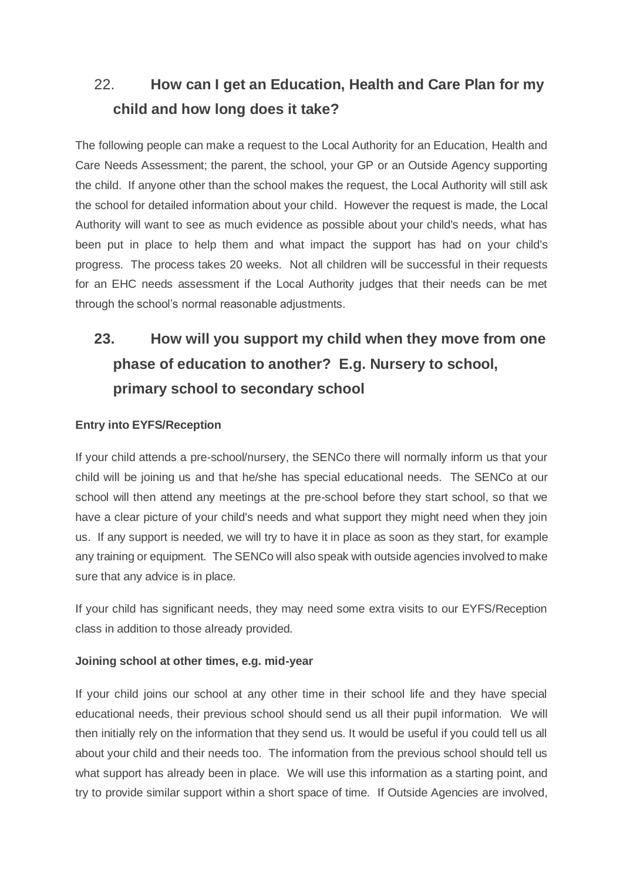## 22. How can I get an Education, Health and Care Plan for my child and how long does it take?

The following people can make a request to the Local Authority for an Education, Health and Care Needs Assessment; the parent, the school, your GP or an Outside Agency supporting the child. If anyone other than the school makes the request, the Local Authority will still ask the school for detailed information about your child. However the request is made, the Local Authority will want to see as much evidence as possible about your child's needs, what has been put in place to help them and what impact the support has had on your child's progress. The process takes 20 weeks. Not all children will be successful in their requests for an EHC needs assessment if the Local Authority judges that their needs can be met through the school's normal reasonable adjustments.

## 23. How will you support my child when they move from one phase of education to another? E.g. Nursery to school, primary school to secondary school

**Entry into EYFS/Reception**

If your child attends a pre-school/nursery, the SENCo there will normally inform us that your child will be joining us and that he/she has special educational needs. The SENCo at our school will then attend any meetings at the pre-school before they start school, so that we have a clear picture of your child's needs and what support they might need when they join us. If any support is needed, we will try to have it in place as soon as they start, for example any training or equipment. The SENCo will also speak with outside agencies involved to make sure that any advice is in place.

If your child has significant needs, they may need some extra visits to our EYFS/Reception class in addition to those already provided.

**Joining school at other times, e.g. mid-year**

If your child joins our school at any other time in their school life and they have special educational needs, their previous school should send us all their pupil information. We will then initially rely on the information that they send us. It would be useful if you could tell us all about your child and their needs too. The information from the previous school should tell us what support has already been in place. We will use this information as a starting point, and try to provide similar support within a short space of time. If Outside Agencies are involved,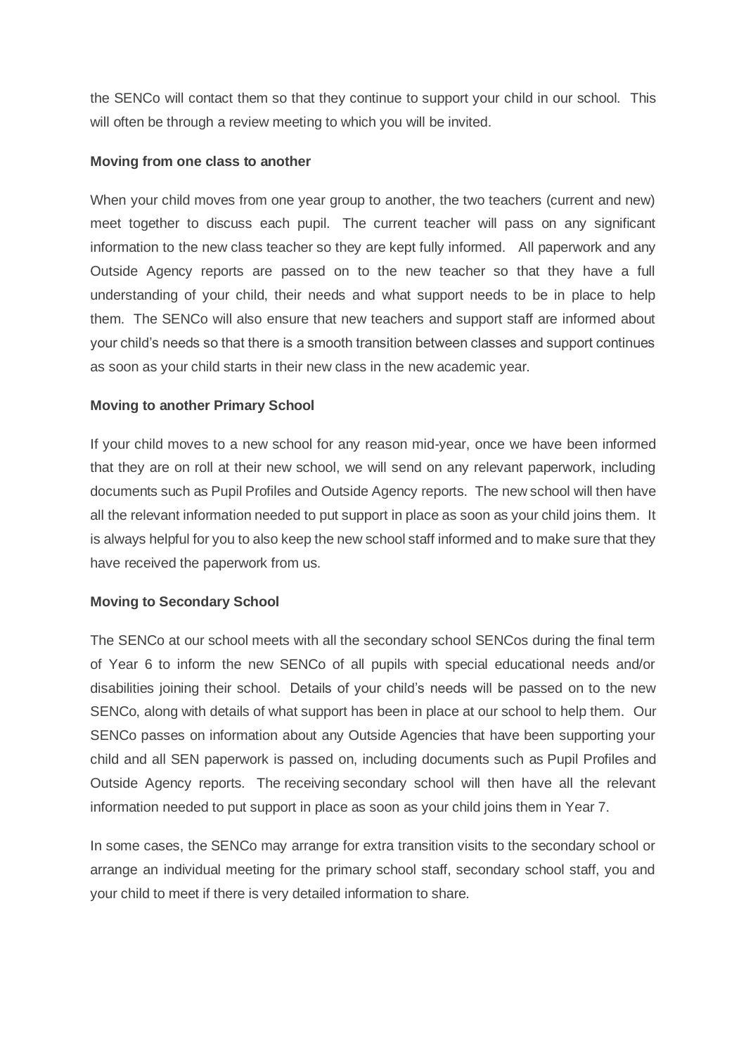the SENCo will contact them so that they continue to support your child in our school. This will often be through a review meeting to which you will be invited.

**Moving from one class to another**

When your child moves from one year group to another, the two teachers (current and new) meet together to discuss each pupil. The current teacher will pass on any significant information to the new class teacher so they are kept fully informed. All paperwork and any Outside Agency reports are passed on to the new teacher so that they have a full understanding of your child, their needs and what support needs to be in place to help them. The SENCo will also ensure that new teachers and support staff are informed about your child's needs so that there is a smooth transition between classes and support continues as soon as your child starts in their new class in the new academic year.

**Moving to another Primary School**

If your child moves to a new school for any reason mid-year, once we have been informed that they are on roll at their new school, we will send on any relevant paperwork, including documents such as Pupil Profiles and Outside Agency reports. The new school will then have all the relevant information needed to put support in place as soon as your child joins them. It is always helpful for you to also keep the new school staff informed and to make sure that they have received the paperwork from us.

**Moving to Secondary School**

The SENCo at our school meets with all the secondary school SENCos during the final term of Year 6 to inform the new SENCo of all pupils with special educational needs and/or disabilities joining their school. Details of your child's needs will be passed on to the new SENCo, along with details of what support has been in place at our school to help them. Our SENCo passes on information about any Outside Agencies that have been supporting your child and all SEN paperwork is passed on, including documents such as Pupil Profiles and Outside Agency reports. The receiving secondary school will then have all the relevant information needed to put support in place as soon as your child joins them in Year 7.

In some cases, the SENCo may arrange for extra transition visits to the secondary school or arrange an individual meeting for the primary school staff, secondary school staff, you and your child to meet if there is very detailed information to share.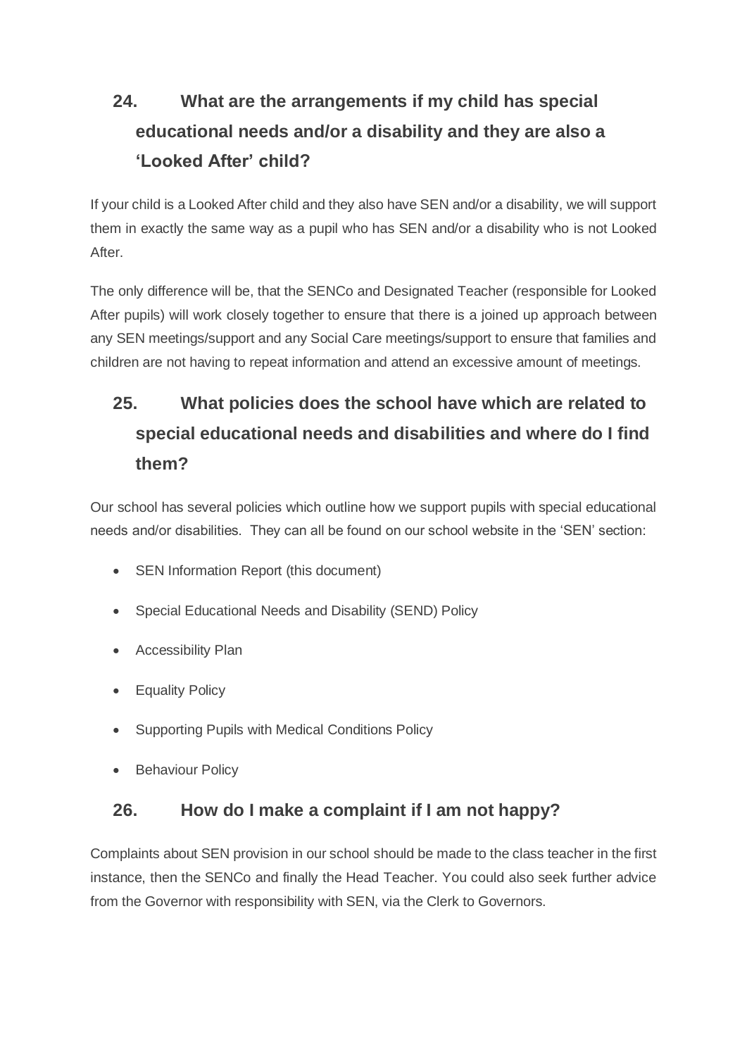## 24. What are the arrangements if my child has special educational needs and/or a disability and they are also a 'Looked After' child?

If your child is a Looked After child and they also have SEN and/or a disability, we will support them in exactly the same way as a pupil who has SEN and/or a disability who is not Looked After.

The only difference will be, that the SENCo and Designated Teacher (responsible for Looked After pupils) will work closely together to ensure that there is a joined up approach between any SEN meetings/support and any Social Care meetings/support to ensure that families and children are not having to repeat information and attend an excessive amount of meetings.

## 25. What policies does the school have which are related to special educational needs and disabilities and where do I find them?

Our school has several policies which outline how we support pupils with special educational needs and/or disabilities. They can all be found on our school website in the 'SEN' section:

- SEN Information Report (this document)
- Special Educational Needs and Disability (SEND) Policy
- Accessibility Plan
- Equality Policy
- Supporting Pupils with Medical Conditions Policy
- Behaviour Policy

## 26. How do I make a complaint if I am not happy?

Complaints about SEN provision in our school should be made to the class teacher in the first instance, then the SENCo and finally the Head Teacher. You could also seek further advice from the Governor with responsibility with SEN, via the Clerk to Governors.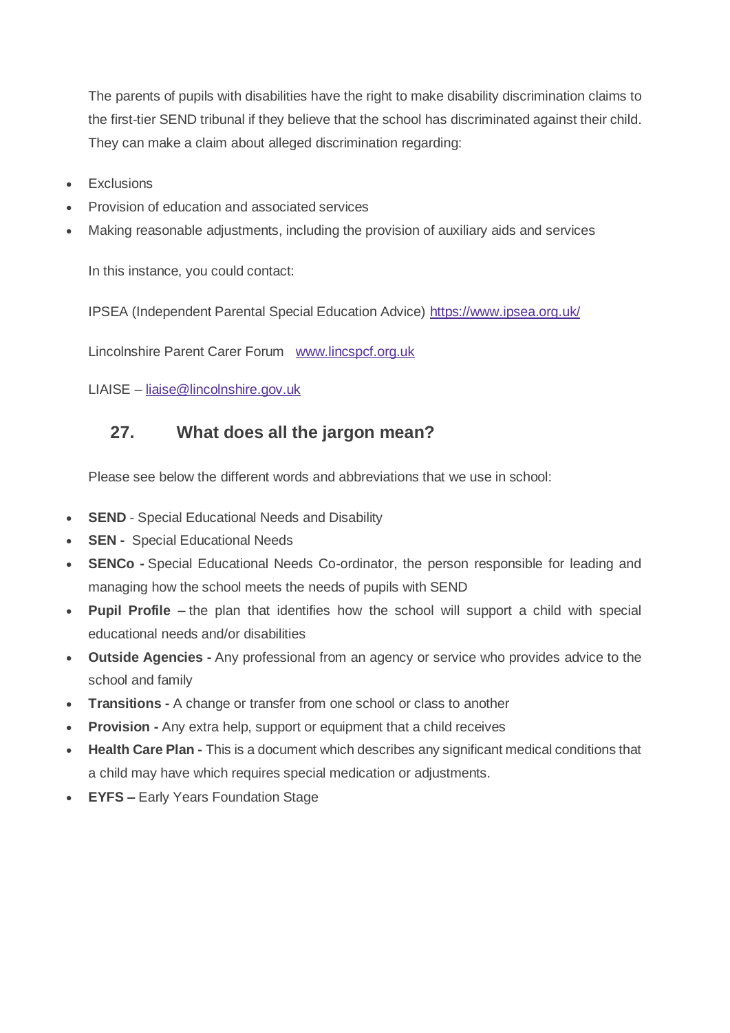The parents of pupils with disabilities have the right to make disability discrimination claims to the first-tier SEND tribunal if they believe that the school has discriminated against their child. They can make a claim about alleged discrimination regarding:

- Exclusions
- Provision of education and associated services
- Making reasonable adjustments, including the provision of auxiliary aids and services

In this instance, you could contact:

IPSEA (Independent Parental Special Education Advice) https://www.ipsea.org.uk/

Lincolnshire Parent Carer Forum www.lincspcf.org.uk

LIAISE – liaise@lincolnshire.gov.uk

## 27. What does all the jargon mean?

Please see below the different words and abbreviations that we use in school:

- **SEND** - Special Educational Needs and Disability
- **SEN -** Special Educational Needs
- **SENCo -** Special Educational Needs Co-ordinator, the person responsible for leading and managing how the school meets the needs of pupils with SEND
- **Pupil Profile –** the plan that identifies how the school will support a child with special educational needs and/or disabilities
- **Outside Agencies -** Any professional from an agency or service who provides advice to the school and family
- **Transitions -** A change or transfer from one school or class to another
- **Provision -** Any extra help, support or equipment that a child receives
- **Health Care Plan -** This is a document which describes any significant medical conditions that a child may have which requires special medication or adjustments.
- **EYFS –** Early Years Foundation Stage